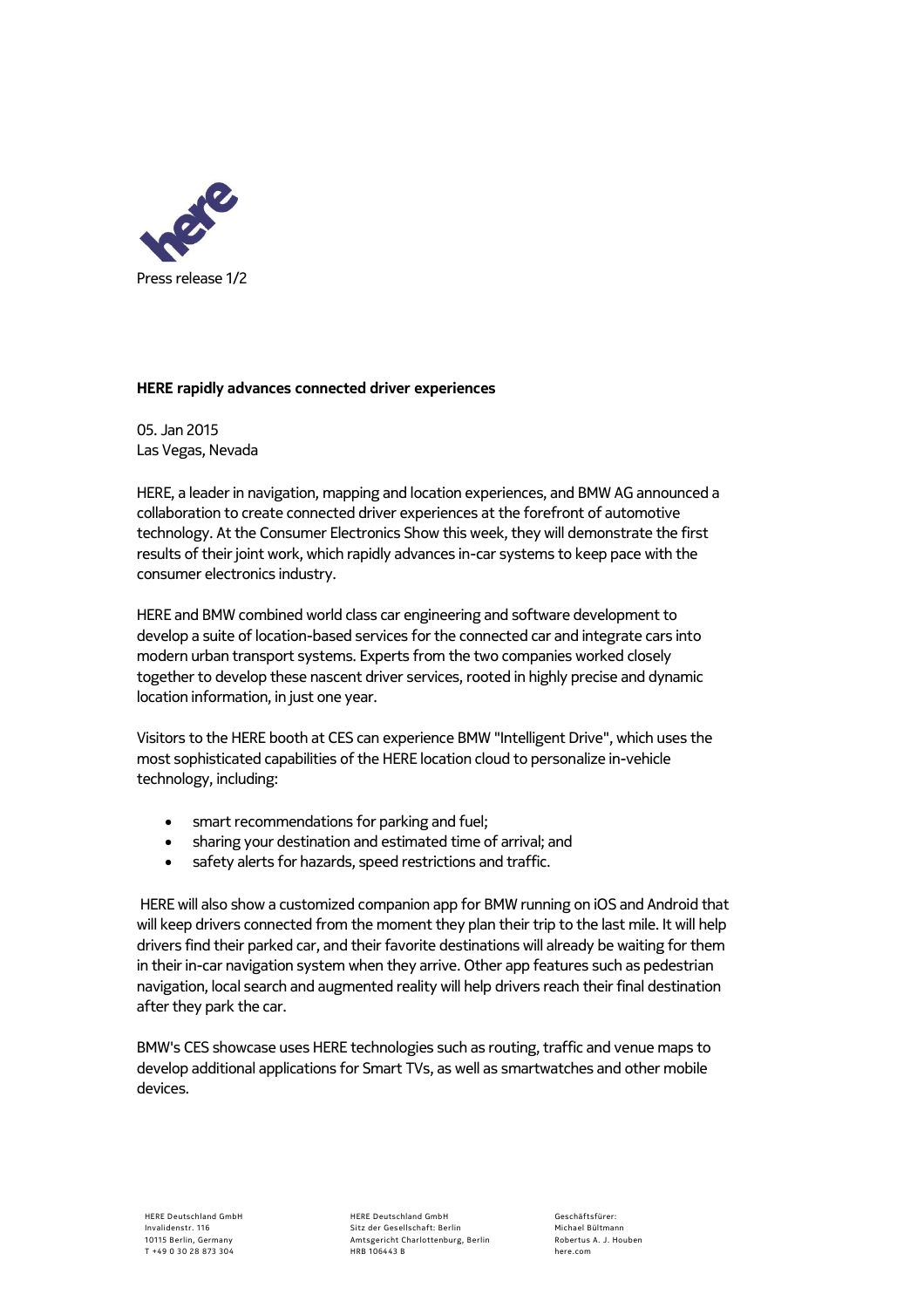Press release

**HERE rapidly advances connected driver experiences**

05. Jan 2015
Las Vegas, Nevada

HERE, a leader in navigation, mapping and location experiences, and BMW AG announced a collaboration to create connected driver experiences at the forefront of automotive technology. At the Consumer Electronics Show this week, they will demonstrate the first results of their joint work, which rapidly advances in-car systems to keep pace with the consumer electronics industry.

HERE and BMW combined world class car engineering and software development to develop a suite of location-based services for the connected car and integrate cars into modern urban transport systems. Experts from the two companies worked closely together to develop these nascent driver services, rooted in highly precise and dynamic location information, in just one year.

Visitors to the HERE booth at CES can experience BMW "Intelligent Drive", which uses the most sophisticated capabilities of the HERE location cloud to personalize in-vehicle technology, including:

- smart recommendations for parking and fuel;
- sharing your destination and estimated time of arrival; and
- safety alerts for hazards, speed restrictions and traffic.

HERE will also show a customized companion app for BMW running on iOS and Android that will keep drivers connected from the moment they plan their trip to the last mile. It will help drivers find their parked car, and their favorite destinations will already be waiting for them in their in-car navigation system when they arrive. Other app features such as pedestrian navigation, local search and augmented reality will help drivers reach their final destination after they park the car.

BMW's CES showcase uses HERE technologies such as routing, traffic and venue maps to develop additional applications for Smart TVs, as well as smartwatches and other mobile devices.

HERE Deutschland GmbH
Invalidenstr. 116
10115 Berlin, Germany
T +49 0 30 28 873 304

HERE Deutschland GmbH
Sitz der Gesellschaft: Berlin
Amtsgericht Charlottenburg, Berlin
HRB 106443 B

Geschäftsfürer:
Michael Bültmann
Robertus A. J. Houben
here.com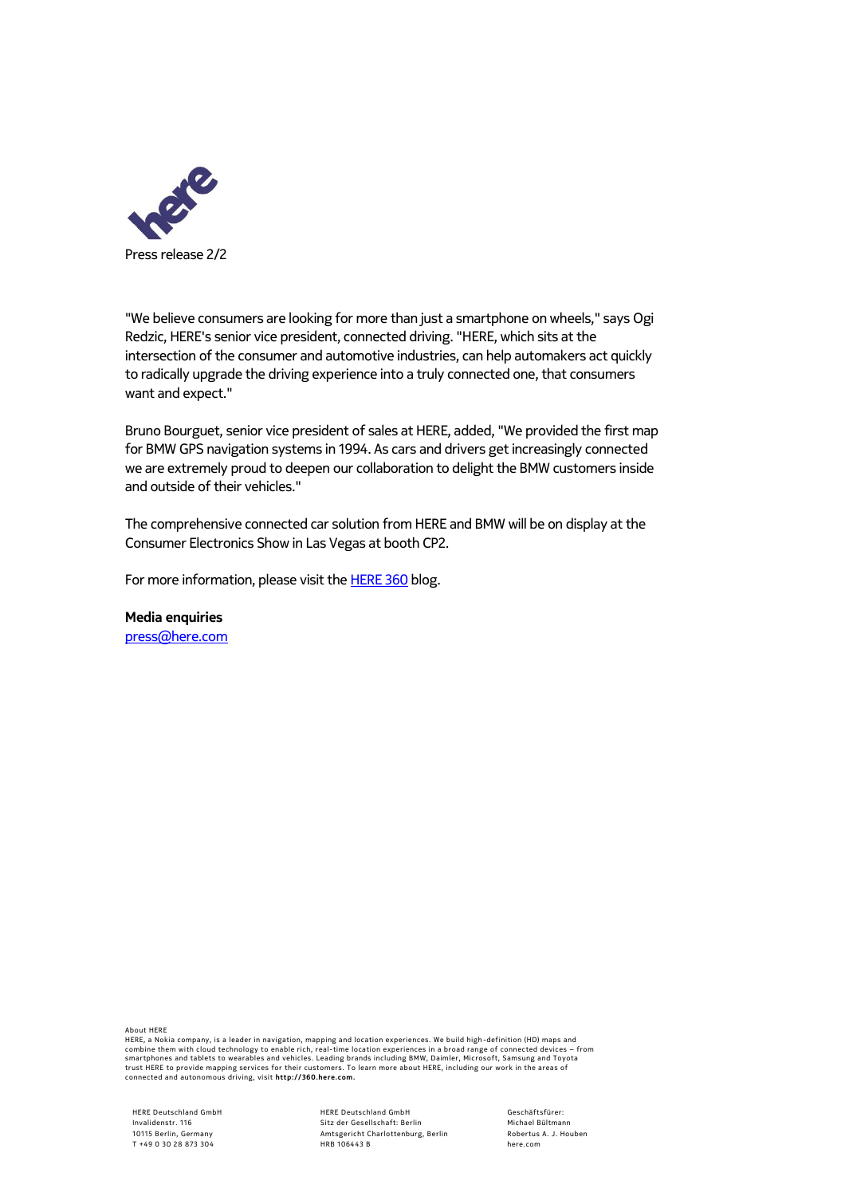"We believe consumers are looking for more than just a smartphone on wheels," says Ogi Redzic, HERE's senior vice president, connected driving. "HERE, which sits at the intersection of the consumer and automotive industries, can help automakers act quickly to radically upgrade the driving experience into a truly connected one, that consumers want and expect."

Bruno Bourguet, senior vice president of sales at HERE, added, "We provided the first map for BMW GPS navigation systems in 1994. As cars and drivers get increasingly connected we are extremely proud to deepen our collaboration to delight the BMW customers inside and outside of their vehicles."

The comprehensive connected car solution from HERE and BMW will be on display at the Consumer Electronics Show in Las Vegas at booth CP2.

For more information, please visit the HERE 360 blog.

**Media enquiries**
press@here.com

About HERE
HERE, a Nokia company, is a leader in navigation, mapping and location experiences. We build high-definition (HD) maps and combine them with cloud technology to enable rich, real-time location experiences in a broad range of connected devices – from smartphones and tablets to wearables and vehicles. Leading brands including BMW, Daimler, Microsoft, Samsung and Toyota trust HERE to provide mapping services for their customers. To learn more about HERE, including our work in the areas of connected and autonomous driving, visit **http://360.here.com**.

HERE Deutschland GmbH
Invalidenstr. 116
10115 Berlin, Germany
T +49 0 30 28 873 304

HERE Deutschland GmbH
Sitz der Gesellschaft: Berlin
Amtsgericht Charlottenburg, Berlin
HRB 106443 B

Geschäftsfürer:
Michael Bültmann
Robertus A. J. Houben
here.com